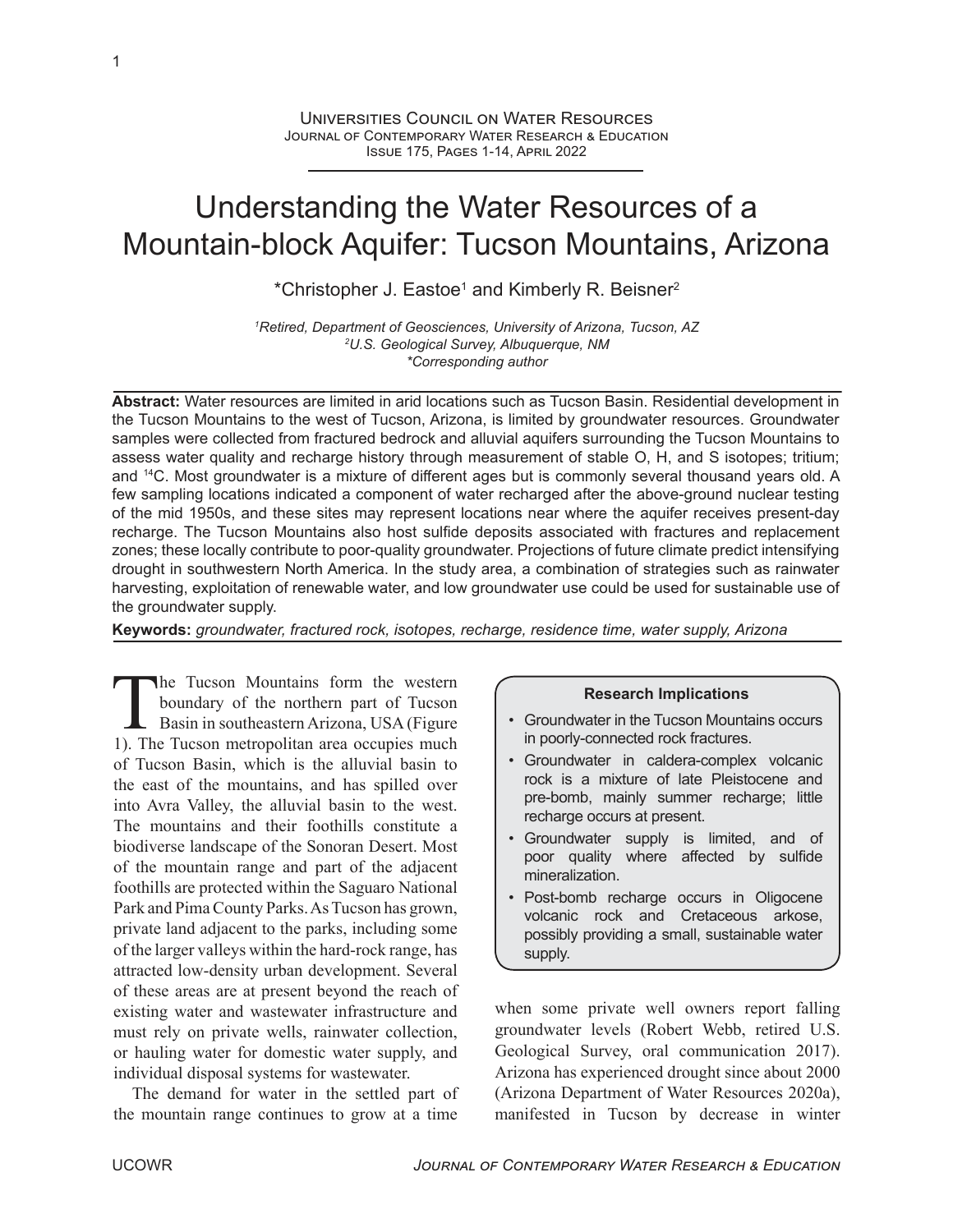Universities Council on Water Resources
Journal of Contemporary Water Research & Education
Issue 175, Pages 1-14, April 2022

# Understanding the Water Resources of a Mountain-block Aquifer: Tucson Mountains, Arizona

*Christopher J. Eastoe[1] and Kimberly R. Beisner[2]

*[1]Retired, Department of Geosciences, University of Arizona, Tucson, AZ*
*[2]U.S. Geological Survey, Albuquerque, NM*
**Corresponding author*

**Abstract:** Water resources are limited in arid locations such as Tucson Basin. Residential development in the Tucson Mountains to the west of Tucson, Arizona, is limited by groundwater resources. Groundwater samples were collected from fractured bedrock and alluvial aquifers surrounding the Tucson Mountains to assess water quality and recharge history through measurement of stable O, H, and S isotopes; tritium; and $^{14}C$. Most groundwater is a mixture of different ages but is commonly several thousand years old. A few sampling locations indicated a component of water recharged after the above-ground nuclear testing of the mid 1950s, and these sites may represent locations near where the aquifer receives present-day recharge. The Tucson Mountains also host sulfide deposits associated with fractures and replacement zones; these locally contribute to poor-quality groundwater. Projections of future climate predict intensifying drought in southwestern North America. In the study area, a combination of strategies such as rainwater harvesting, exploitation of renewable water, and low groundwater use could be used for sustainable use of the groundwater supply.

**Keywords:** *groundwater, fractured rock, isotopes, recharge, residence time, water supply, Arizona*

The Tucson Mountains form the western boundary of the northern part of Tucson Basin in southeastern Arizona, USA (Figure 1). The Tucson metropolitan area occupies much of Tucson Basin, which is the alluvial basin to the east of the mountains, and has spilled over into Avra Valley, the alluvial basin to the west. The mountains and their foothills constitute a biodiverse landscape of the Sonoran Desert. Most of the mountain range and part of the adjacent foothills are protected within the Saguaro National Park and Pima County Parks. As Tucson has grown, private land adjacent to the parks, including some of the larger valleys within the hard-rock range, has attracted low-density urban development. Several of these areas are at present beyond the reach of existing water and wastewater infrastructure and must rely on private wells, rainwater collection, or hauling water for domestic water supply, and individual disposal systems for wastewater.

The demand for water in the settled part of the mountain range continues to grow at a time when some private well owners report falling groundwater levels (Robert Webb, retired U.S. Geological Survey, oral communication 2017). Arizona has experienced drought since about 2000 (Arizona Department of Water Resources 2020a), manifested in Tucson by decrease in winter

**Research Implications**

- Groundwater in the Tucson Mountains occurs in poorly-connected rock fractures.
- Groundwater in caldera-complex volcanic rock is a mixture of late Pleistocene and pre-bomb, mainly summer recharge; little recharge occurs at present.
- Groundwater supply is limited, and of poor quality where affected by sulfide mineralization.
- Post-bomb recharge occurs in Oligocene volcanic rock and Cretaceous arkose, possibly providing a small, sustainable water supply.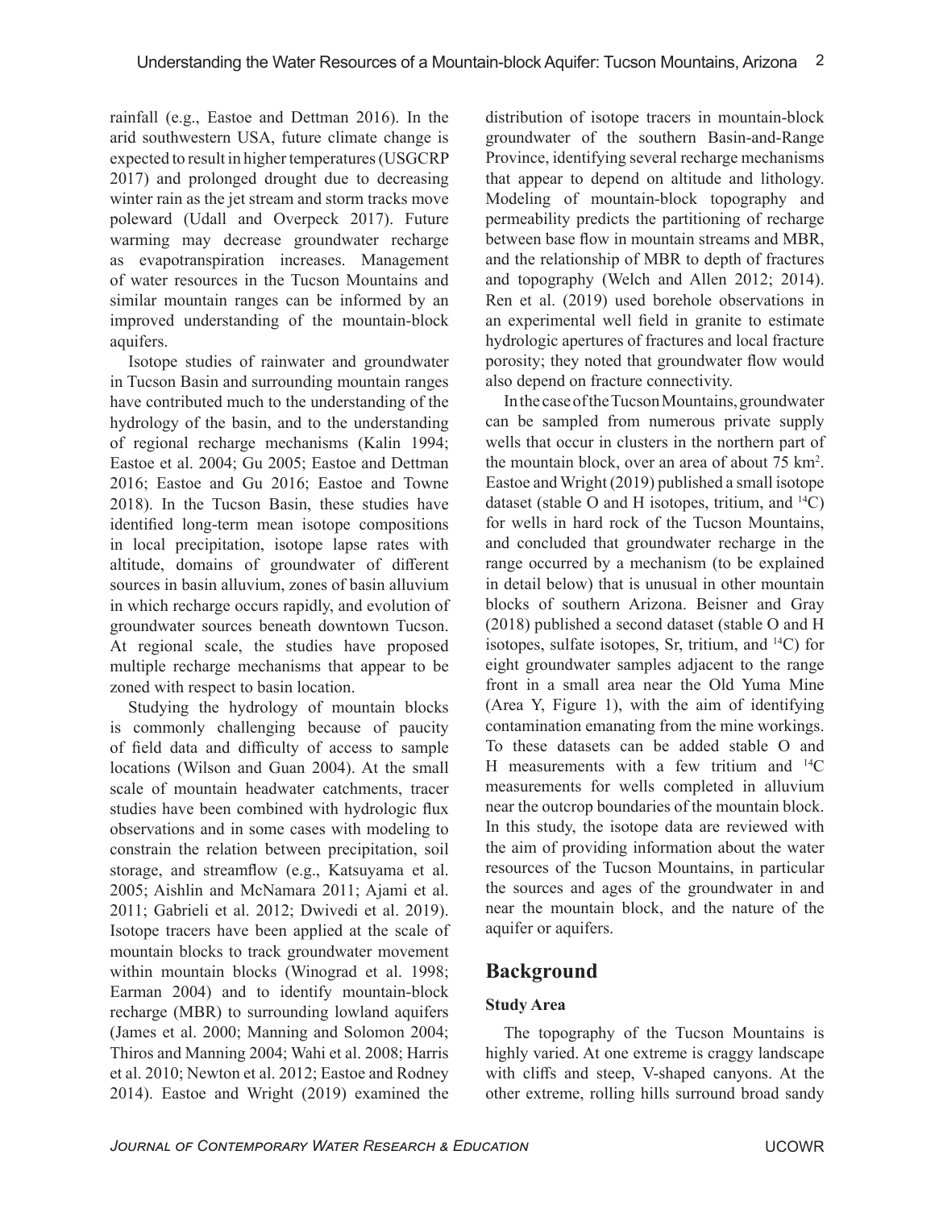rainfall (e.g., Eastoe and Dettman 2016). In the arid southwestern USA, future climate change is expected to result in higher temperatures (USGCRP 2017) and prolonged drought due to decreasing winter rain as the jet stream and storm tracks move poleward (Udall and Overpeck 2017). Future warming may decrease groundwater recharge as evapotranspiration increases. Management of water resources in the Tucson Mountains and similar mountain ranges can be informed by an improved understanding of the mountain-block aquifers.

Isotope studies of rainwater and groundwater in Tucson Basin and surrounding mountain ranges have contributed much to the understanding of the hydrology of the basin, and to the understanding of regional recharge mechanisms (Kalin 1994; Eastoe et al. 2004; Gu 2005; Eastoe and Dettman 2016; Eastoe and Gu 2016; Eastoe and Towne 2018). In the Tucson Basin, these studies have identified long-term mean isotope compositions in local precipitation, isotope lapse rates with altitude, domains of groundwater of different sources in basin alluvium, zones of basin alluvium in which recharge occurs rapidly, and evolution of groundwater sources beneath downtown Tucson. At regional scale, the studies have proposed multiple recharge mechanisms that appear to be zoned with respect to basin location.

Studying the hydrology of mountain blocks is commonly challenging because of paucity of field data and difficulty of access to sample locations (Wilson and Guan 2004). At the small scale of mountain headwater catchments, tracer studies have been combined with hydrologic flux observations and in some cases with modeling to constrain the relation between precipitation, soil storage, and streamflow (e.g., Katsuyama et al. 2005; Aishlin and McNamara 2011; Ajami et al. 2011; Gabrieli et al. 2012; Dwivedi et al. 2019). Isotope tracers have been applied at the scale of mountain blocks to track groundwater movement within mountain blocks (Winograd et al. 1998; Earman 2004) and to identify mountain-block recharge (MBR) to surrounding lowland aquifers (James et al. 2000; Manning and Solomon 2004; Thiros and Manning 2004; Wahi et al. 2008; Harris et al. 2010; Newton et al. 2012; Eastoe and Rodney 2014). Eastoe and Wright (2019) examined the distribution of isotope tracers in mountain-block groundwater of the southern Basin-and-Range Province, identifying several recharge mechanisms that appear to depend on altitude and lithology. Modeling of mountain-block topography and permeability predicts the partitioning of recharge between base flow in mountain streams and MBR, and the relationship of MBR to depth of fractures and topography (Welch and Allen 2012; 2014). Ren et al. (2019) used borehole observations in an experimental well field in granite to estimate hydrologic apertures of fractures and local fracture porosity; they noted that groundwater flow would also depend on fracture connectivity.

In the case of the Tucson Mountains, groundwater can be sampled from numerous private supply wells that occur in clusters in the northern part of the mountain block, over an area of about 75 km$^2$. Eastoe and Wright (2019) published a small isotope dataset (stable O and H isotopes, tritium, and $^{14}C$) for wells in hard rock of the Tucson Mountains, and concluded that groundwater recharge in the range occurred by a mechanism (to be explained in detail below) that is unusual in other mountain blocks of southern Arizona. Beisner and Gray (2018) published a second dataset (stable O and H isotopes, sulfate isotopes, Sr, tritium, and $^{14}C$) for eight groundwater samples adjacent to the range front in a small area near the Old Yuma Mine (Area Y, Figure 1), with the aim of identifying contamination emanating from the mine workings. To these datasets can be added stable O and H measurements with a few tritium and $^{14}C$ measurements for wells completed in alluvium near the outcrop boundaries of the mountain block. In this study, the isotope data are reviewed with the aim of providing information about the water resources of the Tucson Mountains, in particular the sources and ages of the groundwater in and near the mountain block, and the nature of the aquifer or aquifers.

## Background

### Study Area

The topography of the Tucson Mountains is highly varied. At one extreme is craggy landscape with cliffs and steep, V-shaped canyons. At the other extreme, rolling hills surround broad sandy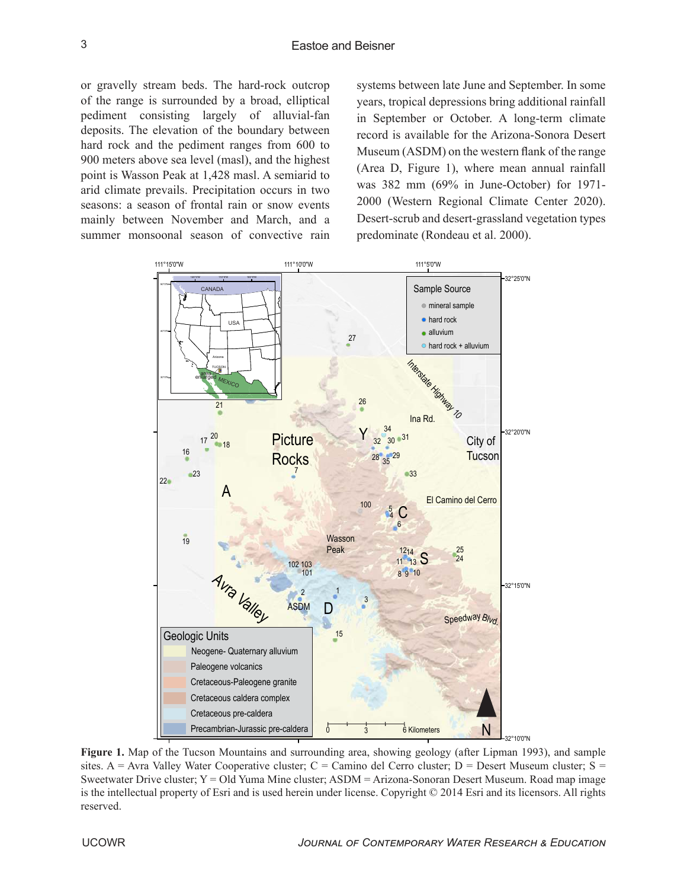or gravelly stream beds. The hard-rock outcrop of the range is surrounded by a broad, elliptical pediment consisting largely of alluvial-fan deposits. The elevation of the boundary between hard rock and the pediment ranges from 600 to 900 meters above sea level (masl), and the highest point is Wasson Peak at 1,428 masl. A semiarid to arid climate prevails. Precipitation occurs in two seasons: a season of frontal rain or snow events mainly between November and March, and a summer monsoonal season of convective rain systems between late June and September. In some years, tropical depressions bring additional rainfall in September or October. A long-term climate record is available for the Arizona-Sonora Desert Museum (ASDM) on the western flank of the range (Area D, Figure 1), where mean annual rainfall was 382 mm (69% in June-October) for 1971-2000 (Western Regional Climate Center 2020). Desert-scrub and desert-grassland vegetation types predominate (Rondeau et al. 2000).

**Figure 1.** Map of the Tucson Mountains and surrounding area, showing geology (after Lipman 1993), and sample sites. A = Avra Valley Water Cooperative cluster; C = Camino del Cerro cluster; D = Desert Museum cluster; S = Sweetwater Drive cluster; Y = Old Yuma Mine cluster; ASDM = Arizona-Sonoran Desert Museum. Road map image is the intellectual property of Esri and is used herein under license. Copyright © 2014 Esri and its licensors. All rights reserved.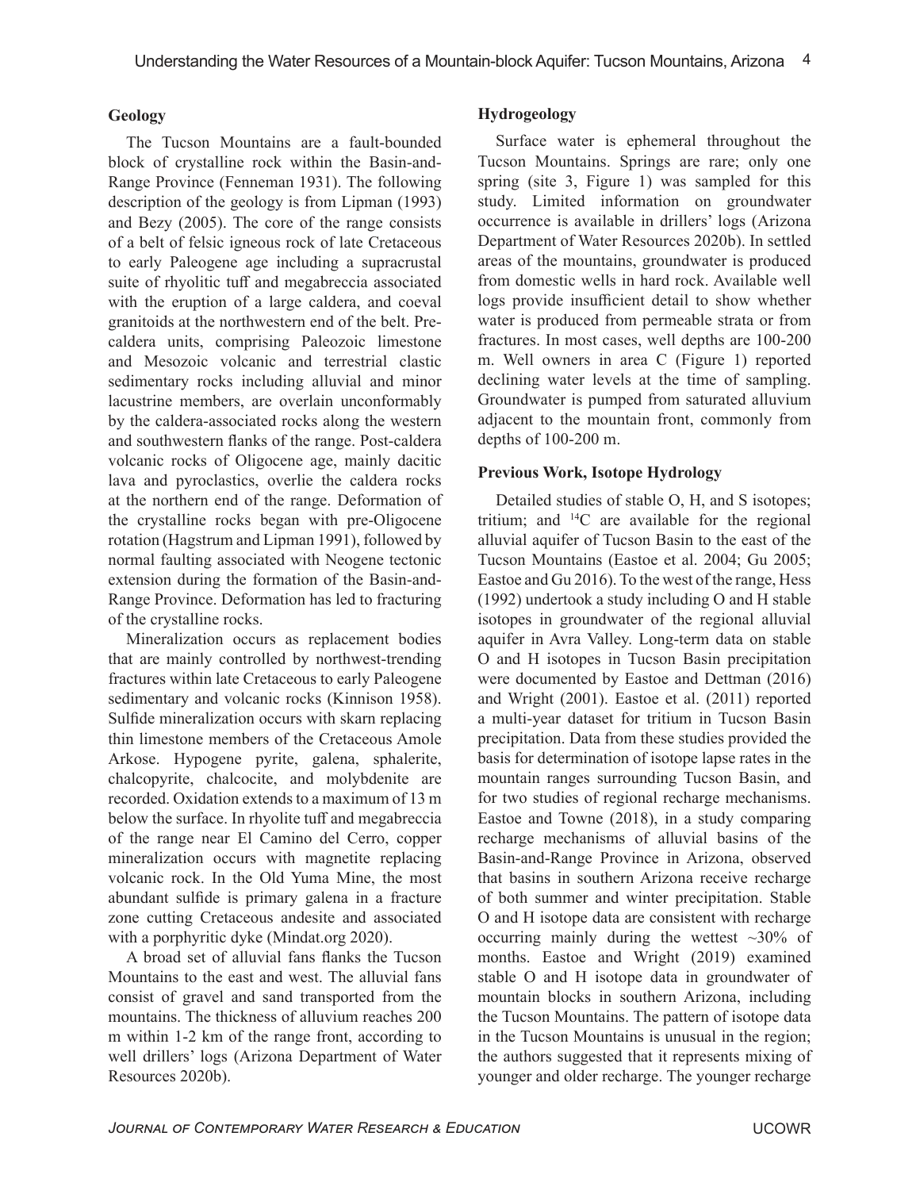## Geology

The Tucson Mountains are a fault-bounded block of crystalline rock within the Basin-and-Range Province (Fenneman 1931). The following description of the geology is from Lipman (1993) and Bezy (2005). The core of the range consists of a belt of felsic igneous rock of late Cretaceous to early Paleogene age including a supracrustal suite of rhyolitic tuff and megabreccia associated with the eruption of a large caldera, and coeval granitoids at the northwestern end of the belt. Pre-caldera units, comprising Paleozoic limestone and Mesozoic volcanic and terrestrial clastic sedimentary rocks including alluvial and minor lacustrine members, are overlain unconformably by the caldera-associated rocks along the western and southwestern flanks of the range. Post-caldera volcanic rocks of Oligocene age, mainly dacitic lava and pyroclastics, overlie the caldera rocks at the northern end of the range. Deformation of the crystalline rocks began with pre-Oligocene rotation (Hagstrum and Lipman 1991), followed by normal faulting associated with Neogene tectonic extension during the formation of the Basin-and-Range Province. Deformation has led to fracturing of the crystalline rocks.

Mineralization occurs as replacement bodies that are mainly controlled by northwest-trending fractures within late Cretaceous to early Paleogene sedimentary and volcanic rocks (Kinnison 1958). Sulfide mineralization occurs with skarn replacing thin limestone members of the Cretaceous Amole Arkose. Hypogene pyrite, galena, sphalerite, chalcopyrite, chalcocite, and molybdenite are recorded. Oxidation extends to a maximum of 13 m below the surface. In rhyolite tuff and megabreccia of the range near El Camino del Cerro, copper mineralization occurs with magnetite replacing volcanic rock. In the Old Yuma Mine, the most abundant sulfide is primary galena in a fracture zone cutting Cretaceous andesite and associated with a porphyritic dyke (Mindat.org 2020).

A broad set of alluvial fans flanks the Tucson Mountains to the east and west. The alluvial fans consist of gravel and sand transported from the mountains. The thickness of alluvium reaches 200 m within 1-2 km of the range front, according to well drillers' logs (Arizona Department of Water Resources 2020b).

## Hydrogeology

Surface water is ephemeral throughout the Tucson Mountains. Springs are rare; only one spring (site 3, Figure 1) was sampled for this study. Limited information on groundwater occurrence is available in drillers' logs (Arizona Department of Water Resources 2020b). In settled areas of the mountains, groundwater is produced from domestic wells in hard rock. Available well logs provide insufficient detail to show whether water is produced from permeable strata or from fractures. In most cases, well depths are 100-200 m. Well owners in area C (Figure 1) reported declining water levels at the time of sampling. Groundwater is pumped from saturated alluvium adjacent to the mountain front, commonly from depths of 100-200 m.

## Previous Work, Isotope Hydrology

Detailed studies of stable O, H, and S isotopes; tritium; and $^{14}C$ are available for the regional alluvial aquifer of Tucson Basin to the east of the Tucson Mountains (Eastoe et al. 2004; Gu 2005; Eastoe and Gu 2016). To the west of the range, Hess (1992) undertook a study including O and H stable isotopes in groundwater of the regional alluvial aquifer in Avra Valley. Long-term data on stable O and H isotopes in Tucson Basin precipitation were documented by Eastoe and Dettman (2016) and Wright (2001). Eastoe et al. (2011) reported a multi-year dataset for tritium in Tucson Basin precipitation. Data from these studies provided the basis for determination of isotope lapse rates in the mountain ranges surrounding Tucson Basin, and for two studies of regional recharge mechanisms. Eastoe and Towne (2018), in a study comparing recharge mechanisms of alluvial basins of the Basin-and-Range Province in Arizona, observed that basins in southern Arizona receive recharge of both summer and winter precipitation. Stable O and H isotope data are consistent with recharge occurring mainly during the wettest ~30% of months. Eastoe and Wright (2019) examined stable O and H isotope data in groundwater of mountain blocks in southern Arizona, including the Tucson Mountains. The pattern of isotope data in the Tucson Mountains is unusual in the region; the authors suggested that it represents mixing of younger and older recharge. The younger recharge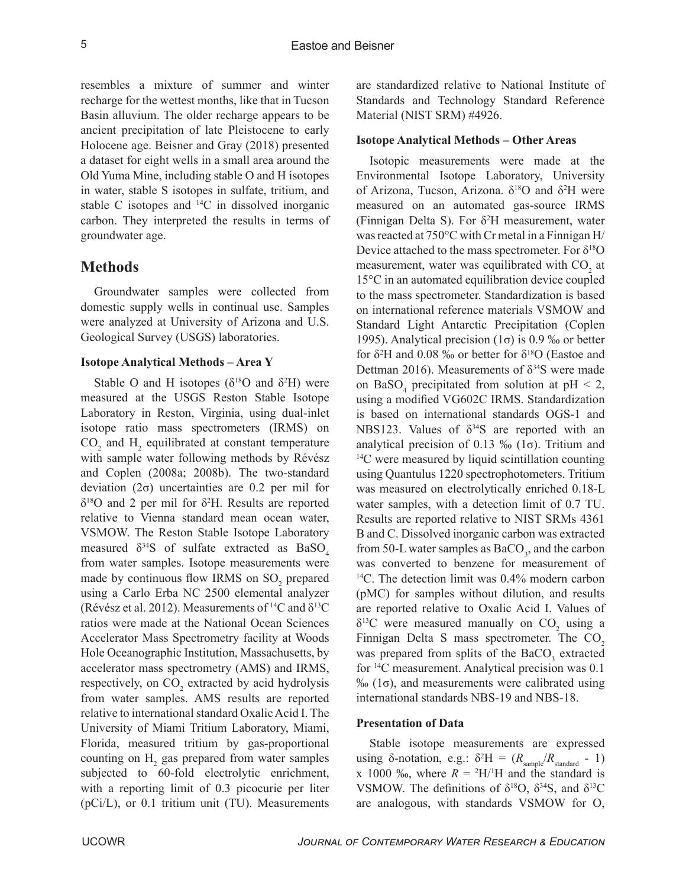resembles a mixture of summer and winter recharge for the wettest months, like that in Tucson Basin alluvium. The older recharge appears to be ancient precipitation of late Pleistocene to early Holocene age. Beisner and Gray (2018) presented a dataset for eight wells in a small area around the Old Yuma Mine, including stable O and H isotopes in water, stable S isotopes in sulfate, tritium, and stable C isotopes and $^{14}C$ in dissolved inorganic carbon. They interpreted the results in terms of groundwater age.

## Methods

Groundwater samples were collected from domestic supply wells in continual use. Samples were analyzed at University of Arizona and U.S. Geological Survey (USGS) laboratories.

### Isotope Analytical Methods – Area Y

Stable O and H isotopes ($\delta^{18}O$ and $\delta^{2}H$) were measured at the USGS Reston Stable Isotope Laboratory in Reston, Virginia, using dual-inlet isotope ratio mass spectrometers (IRMS) on $CO_2$ and $H_2$ equilibrated at constant temperature with sample water following methods by Révész and Coplen (2008a; 2008b). The two-standard deviation (2σ) uncertainties are 0.2 per mil for $\delta^{18}O$ and 2 per mil for $\delta^{2}H$. Results are reported relative to Vienna standard mean ocean water, VSMOW. The Reston Stable Isotope Laboratory measured $\delta^{34}S$ of sulfate extracted as $BaSO_4$ from water samples. Isotope measurements were made by continuous flow IRMS on $SO_2$ prepared using a Carlo Erba NC 2500 elemental analyzer (Révész et al. 2012). Measurements of $^{14}C$ and $\delta^{13}C$ ratios were made at the National Ocean Sciences Accelerator Mass Spectrometry facility at Woods Hole Oceanographic Institution, Massachusetts, by accelerator mass spectrometry (AMS) and IRMS, respectively, on $CO_2$ extracted by acid hydrolysis from water samples. AMS results are reported relative to international standard Oxalic Acid I. The University of Miami Tritium Laboratory, Miami, Florida, measured tritium by gas-proportional counting on $H_2$ gas prepared from water samples subjected to 60-fold electrolytic enrichment, with a reporting limit of 0.3 picocurie per liter (pCi/L), or 0.1 tritium unit (TU). Measurements are standardized relative to National Institute of Standards and Technology Standard Reference Material (NIST SRM) #4926.

### Isotope Analytical Methods – Other Areas

Isotopic measurements were made at the Environmental Isotope Laboratory, University of Arizona, Tucson, Arizona. $\delta^{18}O$ and $\delta^{2}H$ were measured on an automated gas-source IRMS (Finnigan Delta S). For $\delta^{2}H$ measurement, water was reacted at 750°C with Cr metal in a Finnigan H/Device attached to the mass spectrometer. For $\delta^{18}O$ measurement, water was equilibrated with $CO_2$ at 15°C in an automated equilibration device coupled to the mass spectrometer. Standardization is based on international reference materials VSMOW and Standard Light Antarctic Precipitation (Coplen 1995). Analytical precision (1σ) is 0.9 ‰ or better for $\delta^{2}H$ and 0.08 ‰ or better for $\delta^{18}O$ (Eastoe and Dettman 2016). Measurements of $\delta^{34}S$ were made on $BaSO_4$ precipitated from solution at pH < 2, using a modified VG602C IRMS. Standardization is based on international standards OGS-1 and NBS123. Values of $\delta^{34}S$ are reported with an analytical precision of 0.13 ‰ (1σ). Tritium and $^{14}C$ were measured by liquid scintillation counting using Quantulus 1220 spectrophotometers. Tritium was measured on electrolytically enriched 0.18-L water samples, with a detection limit of 0.7 TU. Results are reported relative to NIST SRMs 4361 B and C. Dissolved inorganic carbon was extracted from 50-L water samples as $BaCO_3$, and the carbon was converted to benzene for measurement of $^{14}C$. The detection limit was 0.4% modern carbon (pMC) for samples without dilution, and results are reported relative to Oxalic Acid I. Values of $\delta^{13}C$ were measured manually on $CO_2$ using a Finnigan Delta S mass spectrometer. The $CO_2$ was prepared from splits of the $BaCO_3$ extracted for $^{14}C$ measurement. Analytical precision was 0.1 ‰ (1σ), and measurements were calibrated using international standards NBS-19 and NBS-18.

### Presentation of Data

Stable isotope measurements are expressed using δ-notation, e.g.: $\delta^{2}H = (R_{sample}/R_{standard} - 1) \times 1000$ ‰, where $R = {}^{2}H/{}^{1}H$ and the standard is VSMOW. The definitions of $\delta^{18}O$, $\delta^{34}S$, and $\delta^{13}C$ are analogous, with standards VSMOW for O,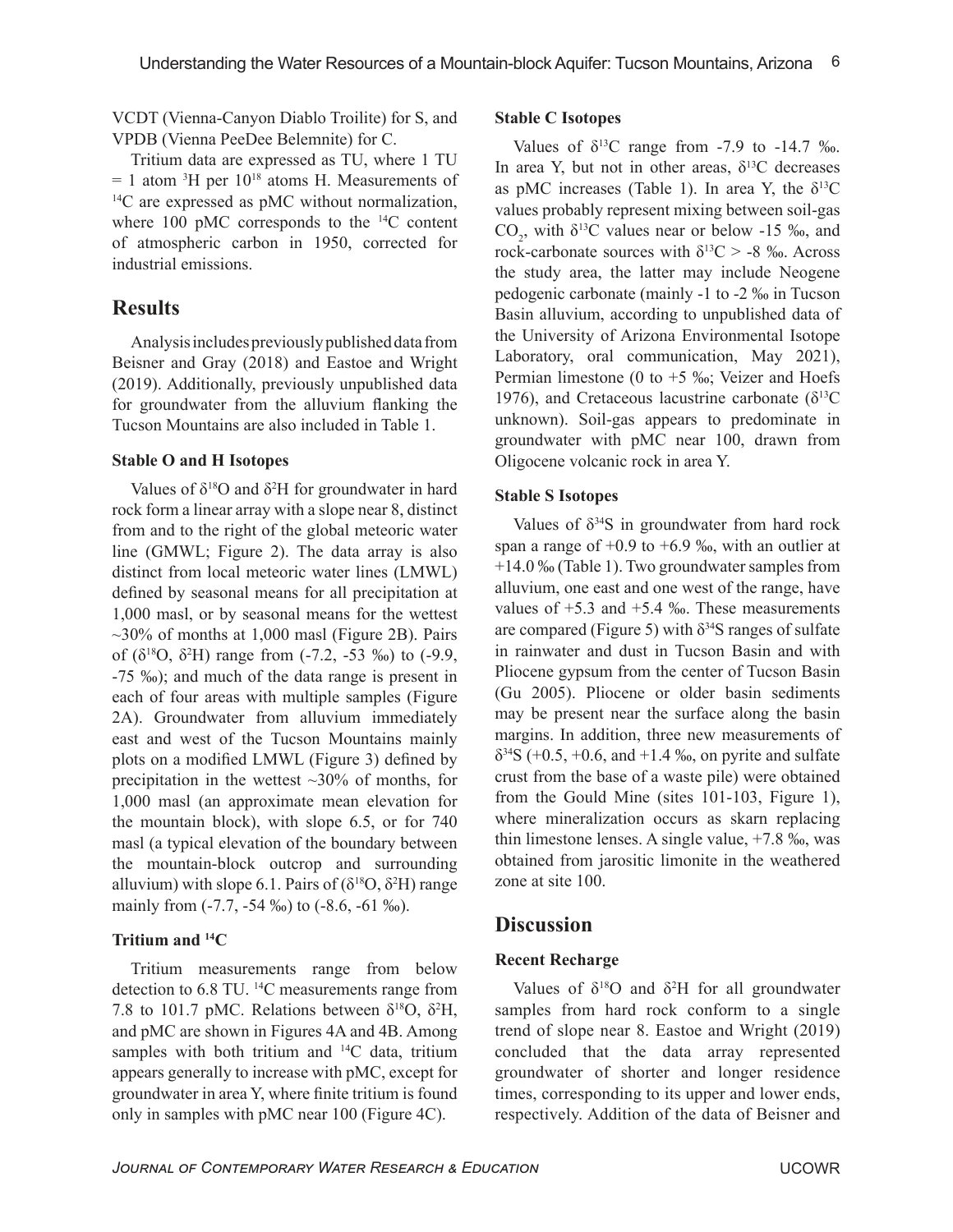VCDT (Vienna-Canyon Diablo Troilite) for S, and VPDB (Vienna PeeDee Belemnite) for C.

Tritium data are expressed as TU, where 1 TU = 1 atom $^3$H per $10^{18}$ atoms H. Measurements of $^{14}$C are expressed as pMC without normalization, where 100 pMC corresponds to the $^{14}$C content of atmospheric carbon in 1950, corrected for industrial emissions.

## Results

Analysis includes previously published data from Beisner and Gray (2018) and Eastoe and Wright (2019). Additionally, previously unpublished data for groundwater from the alluvium flanking the Tucson Mountains are also included in Table 1.

### Stable O and H Isotopes

Values of $\delta^{18}$O and $\delta^2$H for groundwater in hard rock form a linear array with a slope near 8, distinct from and to the right of the global meteoric water line (GMWL; Figure 2). The data array is also distinct from local meteoric water lines (LMWL) defined by seasonal means for all precipitation at 1,000 masl, or by seasonal means for the wettest ~30% of months at 1,000 masl (Figure 2B). Pairs of ($\delta^{18}$O, $\delta^2$H) range from (-7.2, -53 ‰) to (-9.9, -75 ‰); and much of the data range is present in each of four areas with multiple samples (Figure 2A). Groundwater from alluvium immediately east and west of the Tucson Mountains mainly plots on a modified LMWL (Figure 3) defined by precipitation in the wettest ~30% of months, for 1,000 masl (an approximate mean elevation for the mountain block), with slope 6.5, or for 740 masl (a typical elevation of the boundary between the mountain-block outcrop and surrounding alluvium) with slope 6.1. Pairs of ($\delta^{18}$O, $\delta^2$H) range mainly from (-7.7, -54 ‰) to (-8.6, -61 ‰).

### Tritium and $^{14}$C

Tritium measurements range from below detection to 6.8 TU. $^{14}$C measurements range from 7.8 to 101.7 pMC. Relations between $\delta^{18}$O, $\delta^2$H, and pMC are shown in Figures 4A and 4B. Among samples with both tritium and $^{14}$C data, tritium appears generally to increase with pMC, except for groundwater in area Y, where finite tritium is found only in samples with pMC near 100 (Figure 4C).

### Stable C Isotopes

Values of $\delta^{13}$C range from -7.9 to -14.7 ‰. In area Y, but not in other areas, $\delta^{13}$C decreases as pMC increases (Table 1). In area Y, the $\delta^{13}$C values probably represent mixing between soil-gas $CO_2$, with $\delta^{13}$C values near or below -15 ‰, and rock-carbonate sources with $\delta^{13}$C > -8 ‰. Across the study area, the latter may include Neogene pedogenic carbonate (mainly -1 to -2 ‰ in Tucson Basin alluvium, according to unpublished data of the University of Arizona Environmental Isotope Laboratory, oral communication, May 2021), Permian limestone (0 to +5 ‰; Veizer and Hoefs 1976), and Cretaceous lacustrine carbonate ($\delta^{13}$C unknown). Soil-gas appears to predominate in groundwater with pMC near 100, drawn from Oligocene volcanic rock in area Y.

### Stable S Isotopes

Values of $\delta^{34}$S in groundwater from hard rock span a range of +0.9 to +6.9 ‰, with an outlier at +14.0 ‰ (Table 1). Two groundwater samples from alluvium, one east and one west of the range, have values of +5.3 and +5.4 ‰. These measurements are compared (Figure 5) with $\delta^{34}$S ranges of sulfate in rainwater and dust in Tucson Basin and with Pliocene gypsum from the center of Tucson Basin (Gu 2005). Pliocene or older basin sediments may be present near the surface along the basin margins. In addition, three new measurements of $\delta^{34}$S (+0.5, +0.6, and +1.4 ‰, on pyrite and sulfate crust from the base of a waste pile) were obtained from the Gould Mine (sites 101-103, Figure 1), where mineralization occurs as skarn replacing thin limestone lenses. A single value, +7.8 ‰, was obtained from jarositic limonite in the weathered zone at site 100.

## Discussion

### Recent Recharge

Values of $\delta^{18}$O and $\delta^2$H for all groundwater samples from hard rock conform to a single trend of slope near 8. Eastoe and Wright (2019) concluded that the data array represented groundwater of shorter and longer residence times, corresponding to its upper and lower ends, respectively. Addition of the data of Beisner and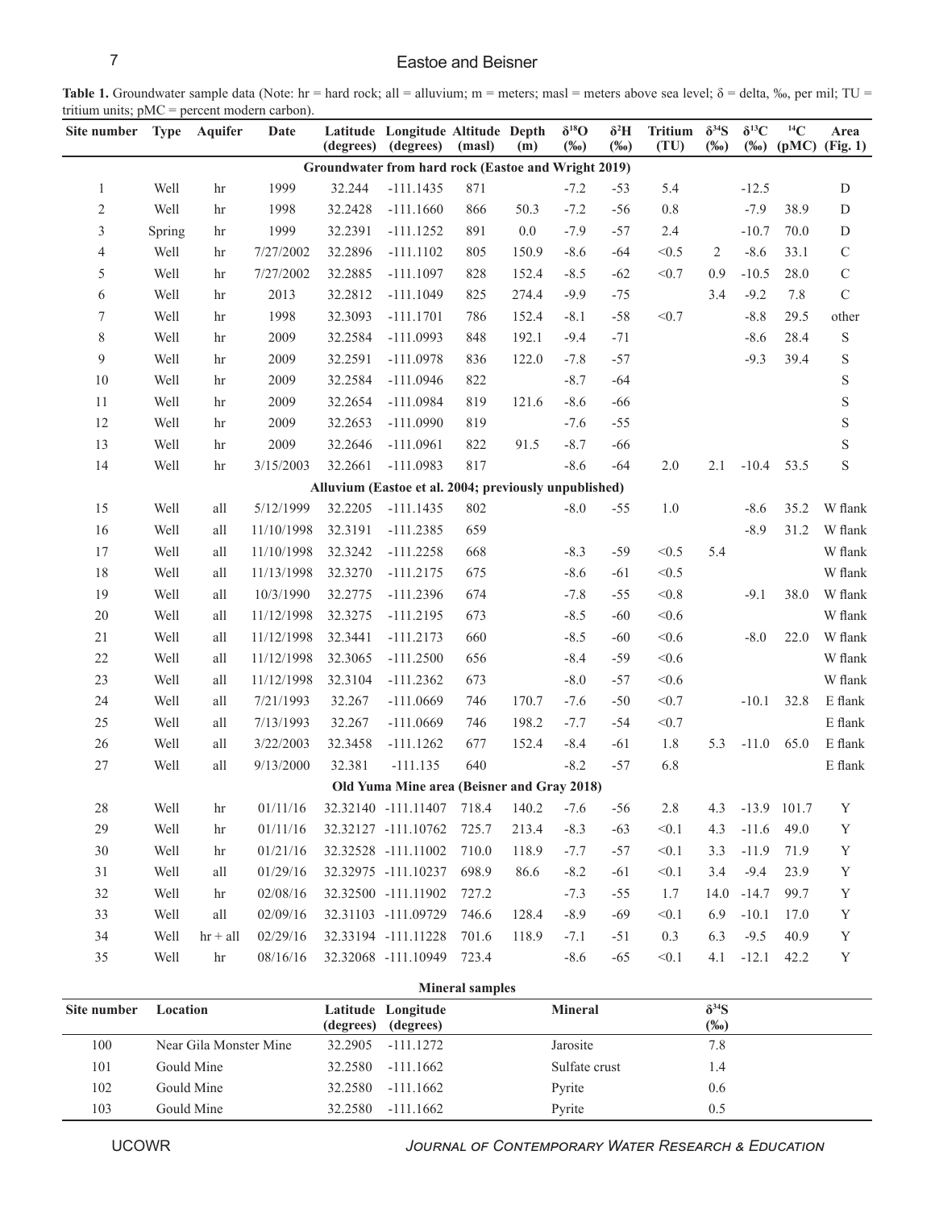**Table 1.** Groundwater sample data (Note: hr = hard rock; all = alluvium; m = meters; masl = meters above sea level; δ = delta, ‰, per mil; TU = tritium units; pMC = percent modern carbon).

| Site number | Type | Aquifer | Date | Latitude (degrees) | Longitude (degrees) | Altitude (masl) | Depth (m) | $\delta^{18}O$ (‰) | $\delta^{2}H$ (‰) | Tritium (TU) | $\delta^{34}S$ (‰) | $\delta^{13}C$ (‰) | $^{14}C$ (pMC) | Area (Fig. 1) |
|---|---|---|---|---|---|---|---|---|---|---|---|---|---|---|
| **Groundwater from hard rock (Eastoe and Wright 2019)** | | | | | | | | | | | | | | |
| 1 | Well | hr | 1999 | 32.244 | -111.1435 | 871 | | -7.2 | -53 | 5.4 | | -12.5 | | D |
| 2 | Well | hr | 1998 | 32.2428 | -111.1660 | 866 | 50.3 | -7.2 | -56 | 0.8 | | -7.9 | 38.9 | D |
| 3 | Spring | hr | 1999 | 32.2391 | -111.1252 | 891 | 0.0 | -7.9 | -57 | 2.4 | | -10.7 | 70.0 | D |
| 4 | Well | hr | 7/27/2002 | 32.2896 | -111.1102 | 805 | 150.9 | -8.6 | -64 | <0.5 | 2 | -8.6 | 33.1 | C |
| 5 | Well | hr | 7/27/2002 | 32.2885 | -111.1097 | 828 | 152.4 | -8.5 | -62 | <0.7 | 0.9 | -10.5 | 28.0 | C |
| 6 | Well | hr | 2013 | 32.2812 | -111.1049 | 825 | 274.4 | -9.9 | -75 | | 3.4 | -9.2 | 7.8 | C |
| 7 | Well | hr | 1998 | 32.3093 | -111.1701 | 786 | 152.4 | -8.1 | -58 | <0.7 | | -8.8 | 29.5 | other |
| 8 | Well | hr | 2009 | 32.2584 | -111.0993 | 848 | 192.1 | -9.4 | -71 | | | -8.6 | 28.4 | S |
| 9 | Well | hr | 2009 | 32.2591 | -111.0978 | 836 | 122.0 | -7.8 | -57 | | | -9.3 | 39.4 | S |
| 10 | Well | hr | 2009 | 32.2584 | -111.0946 | 822 | | -8.7 | -64 | | | | | S |
| 11 | Well | hr | 2009 | 32.2654 | -111.0984 | 819 | 121.6 | -8.6 | -66 | | | | | S |
| 12 | Well | hr | 2009 | 32.2653 | -111.0990 | 819 | | -7.6 | -55 | | | | | S |
| 13 | Well | hr | 2009 | 32.2646 | -111.0961 | 822 | 91.5 | -8.7 | -66 | | | | | S |
| 14 | Well | hr | 3/15/2003 | 32.2661 | -111.0983 | 817 | | -8.6 | -64 | 2.0 | 2.1 | -10.4 | 53.5 | S |
| **Alluvium (Eastoe et al. 2004; previously unpublished)** | | | | | | | | | | | | | | |
| 15 | Well | all | 5/12/1999 | 32.2205 | -111.1435 | 802 | | -8.0 | -55 | 1.0 | | -8.6 | 35.2 | W flank |
| 16 | Well | all | 11/10/1998 | 32.3191 | -111.2385 | 659 | | | | | | -8.9 | 31.2 | W flank |
| 17 | Well | all | 11/10/1998 | 32.3242 | -111.2258 | 668 | | -8.3 | -59 | <0.5 | 5.4 | | | W flank |
| 18 | Well | all | 11/13/1998 | 32.3270 | -111.2175 | 675 | | -8.6 | -61 | <0.5 | | | | W flank |
| 19 | Well | all | 10/3/1990 | 32.2775 | -111.2396 | 674 | | -7.8 | -55 | <0.8 | | -9.1 | 38.0 | W flank |
| 20 | Well | all | 11/12/1998 | 32.3275 | -111.2195 | 673 | | -8.5 | -60 | <0.6 | | | | W flank |
| 21 | Well | all | 11/12/1998 | 32.3441 | -111.2173 | 660 | | -8.5 | -60 | <0.6 | | -8.0 | 22.0 | W flank |
| 22 | Well | all | 11/12/1998 | 32.3065 | -111.2500 | 656 | | -8.4 | -59 | <0.6 | | | | W flank |
| 23 | Well | all | 11/12/1998 | 32.3104 | -111.2362 | 673 | | -8.0 | -57 | <0.6 | | | | W flank |
| 24 | Well | all | 7/21/1993 | 32.267 | -111.0669 | 746 | 170.7 | -7.6 | -50 | <0.7 | | -10.1 | 32.8 | E flank |
| 25 | Well | all | 7/13/1993 | 32.267 | -111.0669 | 746 | 198.2 | -7.7 | -54 | <0.7 | | | | E flank |
| 26 | Well | all | 3/22/2003 | 32.3458 | -111.1262 | 677 | 152.4 | -8.4 | -61 | 1.8 | 5.3 | -11.0 | 65.0 | E flank |
| 27 | Well | all | 9/13/2000 | 32.381 | -111.135 | 640 | | -8.2 | -57 | 6.8 | | | | E flank |
| **Old Yuma Mine area (Beisner and Gray 2018)** | | | | | | | | | | | | | | |
| 28 | Well | hr | 01/11/16 | 32.32140 | -111.11407 | 718.4 | 140.2 | -7.6 | -56 | 2.8 | 4.3 | -13.9 | 101.7 | Y |
| 29 | Well | hr | 01/11/16 | 32.32127 | -111.10762 | 725.7 | 213.4 | -8.3 | -63 | <0.1 | 4.3 | -11.6 | 49.0 | Y |
| 30 | Well | hr | 01/21/16 | 32.32528 | -111.11002 | 710.0 | 118.9 | -7.7 | -57 | <0.1 | 3.3 | -11.9 | 71.9 | Y |
| 31 | Well | all | 01/29/16 | 32.32975 | -111.10237 | 698.9 | 86.6 | -8.2 | -61 | <0.1 | 3.4 | -9.4 | 23.9 | Y |
| 32 | Well | hr | 02/08/16 | 32.32500 | -111.11902 | 727.2 | | -7.3 | -55 | 1.7 | 14.0 | -14.7 | 99.7 | Y |
| 33 | Well | all | 02/09/16 | 32.31103 | -111.09729 | 746.6 | 128.4 | -8.9 | -69 | <0.1 | 6.9 | -10.1 | 17.0 | Y |
| 34 | Well | hr + all | 02/29/16 | 32.33194 | -111.11228 | 701.6 | 118.9 | -7.1 | -51 | 0.3 | 6.3 | -9.5 | 40.9 | Y |
| 35 | Well | hr | 08/16/16 | 32.32068 | -111.10949 | 723.4 | | -8.6 | -65 | <0.1 | 4.1 | -12.1 | 42.2 | Y |

**Mineral samples**

| Site number | Location | Latitude (degrees) | Longitude (degrees) | Mineral | $\delta^{34}S$ (‰) |
|---|---|---|---|---|---|
| 100 | Near Gila Monster Mine | 32.2905 | -111.1272 | Jarosite | 7.8 |
| 101 | Gould Mine | 32.2580 | -111.1662 | Sulfate crust | 1.4 |
| 102 | Gould Mine | 32.2580 | -111.1662 | Pyrite | 0.6 |
| 103 | Gould Mine | 32.2580 | -111.1662 | Pyrite | 0.5 |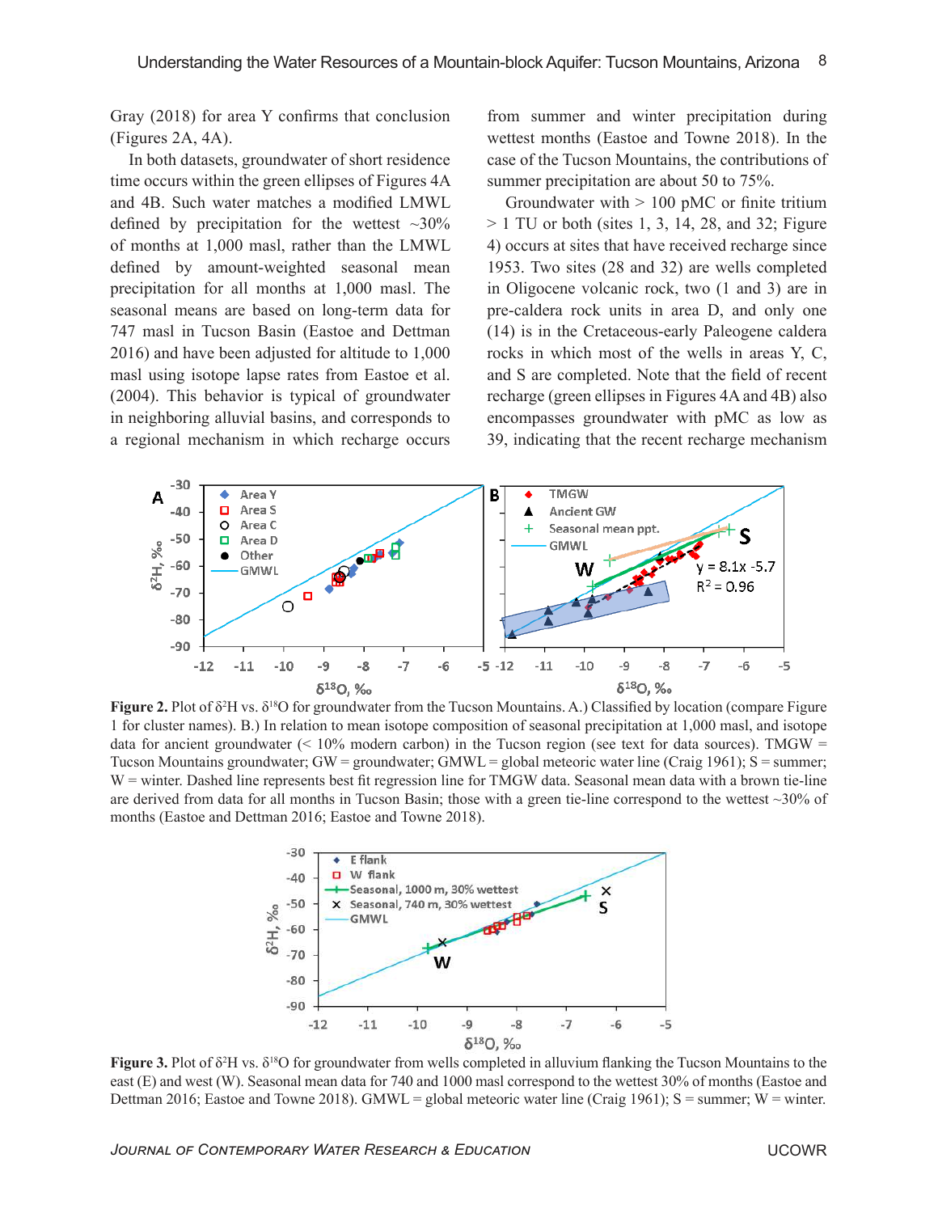Gray (2018) for area Y confirms that conclusion (Figures 2A, 4A).

In both datasets, groundwater of short residence time occurs within the green ellipses of Figures 4A and 4B. Such water matches a modified LMWL defined by precipitation for the wettest ~30% of months at 1,000 masl, rather than the LMWL defined by amount-weighted seasonal mean precipitation for all months at 1,000 masl. The seasonal means are based on long-term data for 747 masl in Tucson Basin (Eastoe and Dettman 2016) and have been adjusted for altitude to 1,000 masl using isotope lapse rates from Eastoe et al. (2004). This behavior is typical of groundwater in neighboring alluvial basins, and corresponds to a regional mechanism in which recharge occurs from summer and winter precipitation during wettest months (Eastoe and Towne 2018). In the case of the Tucson Mountains, the contributions of summer precipitation are about 50 to 75%.

Groundwater with > 100 pMC or finite tritium > 1 TU or both (sites 1, 3, 14, 28, and 32; Figure 4) occurs at sites that have received recharge since 1953. Two sites (28 and 32) are wells completed in Oligocene volcanic rock, two (1 and 3) are in pre-caldera rock units in area D, and only one (14) is in the Cretaceous-early Paleogene caldera rocks in which most of the wells in areas Y, C, and S are completed. Note that the field of recent recharge (green ellipses in Figures 4A and 4B) also encompasses groundwater with pMC as low as 39, indicating that the recent recharge mechanism

**Figure 2.** Plot of $\delta^2$H vs. $\delta^{18}$O for groundwater from the Tucson Mountains. A.) Classified by location (compare Figure 1 for cluster names). B.) In relation to mean isotope composition of seasonal precipitation at 1,000 masl, and isotope data for ancient groundwater (< 10% modern carbon) in the Tucson region (see text for data sources). TMGW = Tucson Mountains groundwater; GW = groundwater; GMWL = global meteoric water line (Craig 1961); S = summer; W = winter. Dashed line represents best fit regression line for TMGW data. Seasonal mean data with a brown tie-line are derived from data for all months in Tucson Basin; those with a green tie-line correspond to the wettest ~30% of months (Eastoe and Dettman 2016; Eastoe and Towne 2018).

**Figure 3.** Plot of $\delta^2$H vs. $\delta^{18}$O for groundwater from wells completed in alluvium flanking the Tucson Mountains to the east (E) and west (W). Seasonal mean data for 740 and 1000 masl correspond to the wettest 30% of months (Eastoe and Dettman 2016; Eastoe and Towne 2018). GMWL = global meteoric water line (Craig 1961); S = summer; W = winter.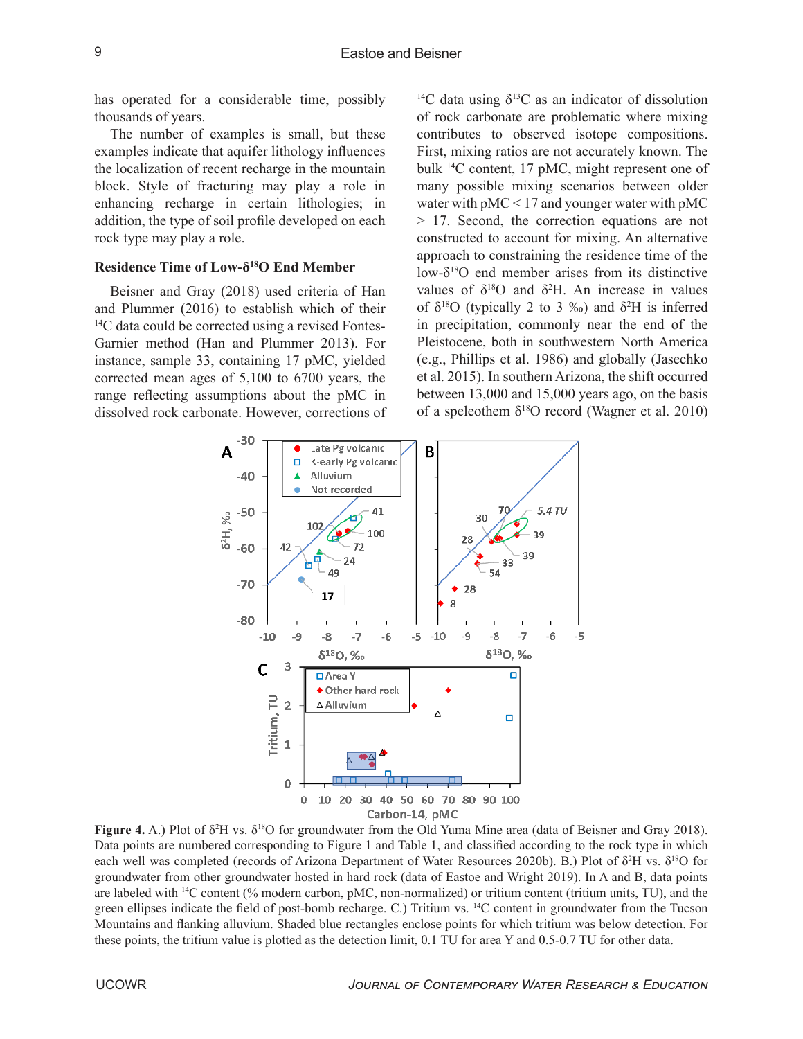has operated for a considerable time, possibly thousands of years.

The number of examples is small, but these examples indicate that aquifer lithology influences the localization of recent recharge in the mountain block. Style of fracturing may play a role in enhancing recharge in certain lithologies; in addition, the type of soil profile developed on each rock type may play a role.

### Residence Time of Low-$\delta^{18}$O End Member

Beisner and Gray (2018) used criteria of Han and Plummer (2016) to establish which of their $^{14}$C data could be corrected using a revised Fontes-Garnier method (Han and Plummer 2013). For instance, sample 33, containing 17 pMC, yielded corrected mean ages of 5,100 to 6700 years, the range reflecting assumptions about the pMC in dissolved rock carbonate. However, corrections of $^{14}$C data using $\delta^{13}$C as an indicator of dissolution of rock carbonate are problematic where mixing contributes to observed isotope compositions. First, mixing ratios are not accurately known. The bulk $^{14}$C content, 17 pMC, might represent one of many possible mixing scenarios between older water with pMC < 17 and younger water with pMC > 17. Second, the correction equations are not constructed to account for mixing. An alternative approach to constraining the residence time of the low-$\delta^{18}$O end member arises from its distinctive values of $\delta^{18}$O and $\delta^{2}$H. An increase in values of $\delta^{18}$O (typically 2 to 3 ‰) and $\delta^{2}$H is inferred in precipitation, commonly near the end of the Pleistocene, both in southwestern North America (e.g., Phillips et al. 1986) and globally (Jasechko et al. 2015). In southern Arizona, the shift occurred between 13,000 and 15,000 years ago, on the basis of a speleothem $\delta^{18}$O record (Wagner et al. 2010)

**Figure 4.** A.) Plot of $\delta^{2}$H vs. $\delta^{18}$O for groundwater from the Old Yuma Mine area (data of Beisner and Gray 2018). Data points are numbered corresponding to Figure 1 and Table 1, and classified according to the rock type in which each well was completed (records of Arizona Department of Water Resources 2020b). B.) Plot of $\delta^{2}$H vs. $\delta^{18}$O for groundwater from other groundwater hosted in hard rock (data of Eastoe and Wright 2019). In A and B, data points are labeled with $^{14}$C content (% modern carbon, pMC, non-normalized) or tritium content (tritium units, TU), and the green ellipses indicate the field of post-bomb recharge. C.) Tritium vs. $^{14}$C content in groundwater from the Tucson Mountains and flanking alluvium. Shaded blue rectangles enclose points for which tritium was below detection. For these points, the tritium value is plotted as the detection limit, 0.1 TU for area Y and 0.5-0.7 TU for other data.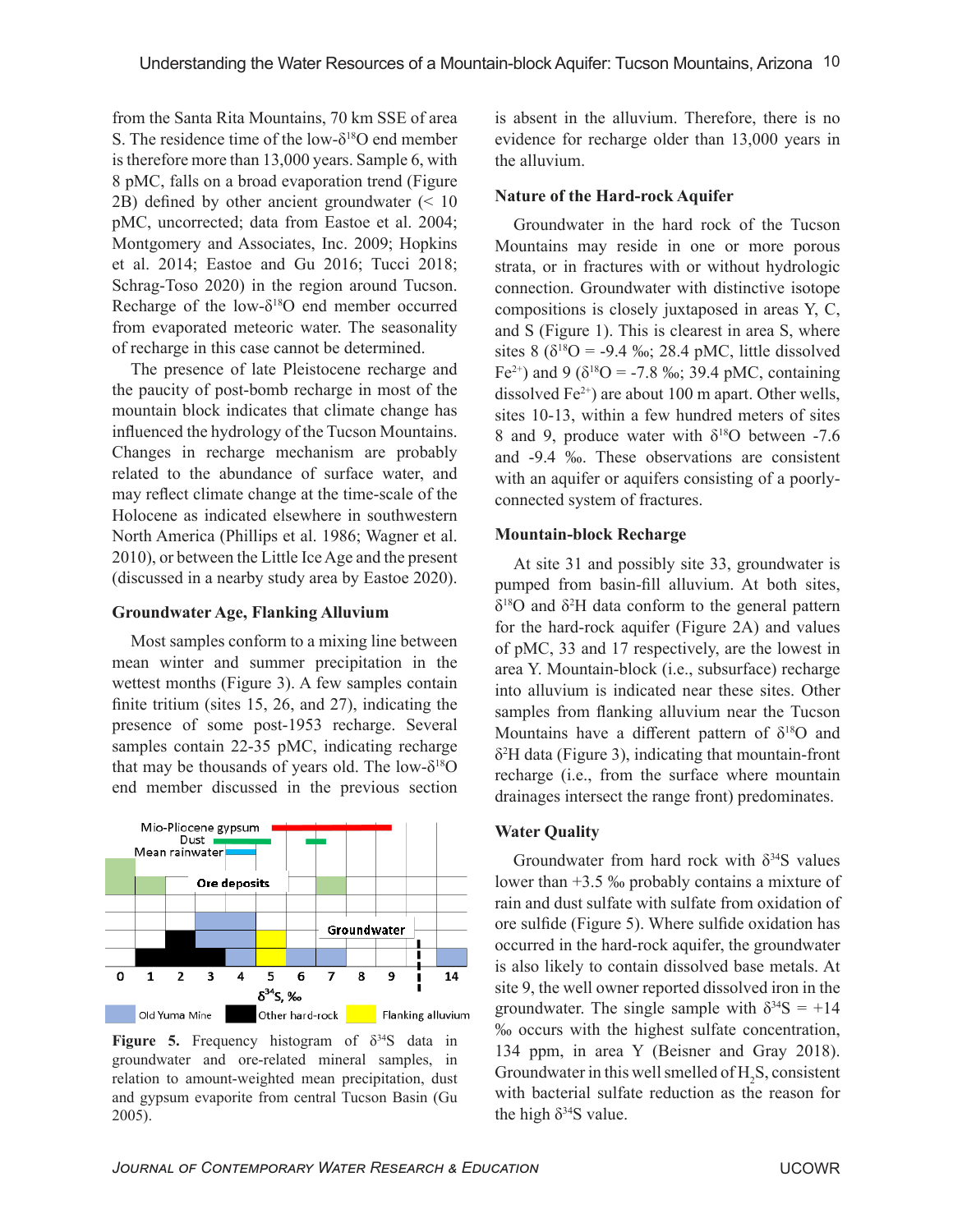from the Santa Rita Mountains, 70 km SSE of area S. The residence time of the low-$\delta^{18}O$ end member is therefore more than 13,000 years. Sample 6, with 8 pMC, falls on a broad evaporation trend (Figure 2B) defined by other ancient groundwater (< 10 pMC, uncorrected; data from Eastoe et al. 2004; Montgomery and Associates, Inc. 2009; Hopkins et al. 2014; Eastoe and Gu 2016; Tucci 2018; Schrag-Toso 2020) in the region around Tucson. Recharge of the low-$\delta^{18}O$ end member occurred from evaporated meteoric water. The seasonality of recharge in this case cannot be determined.

The presence of late Pleistocene recharge and the paucity of post-bomb recharge in most of the mountain block indicates that climate change has influenced the hydrology of the Tucson Mountains. Changes in recharge mechanism are probably related to the abundance of surface water, and may reflect climate change at the time-scale of the Holocene as indicated elsewhere in southwestern North America (Phillips et al. 1986; Wagner et al. 2010), or between the Little Ice Age and the present (discussed in a nearby study area by Eastoe 2020).

### Groundwater Age, Flanking Alluvium

Most samples conform to a mixing line between mean winter and summer precipitation in the wettest months (Figure 3). A few samples contain finite tritium (sites 15, 26, and 27), indicating the presence of some post-1953 recharge. Several samples contain 22-35 pMC, indicating recharge that may be thousands of years old. The low-$\delta^{18}O$ end member discussed in the previous section is absent in the alluvium. Therefore, there is no evidence for recharge older than 13,000 years in the alluvium.

**Figure 5.** Frequency histogram of $\delta^{34}S$ data in groundwater and ore-related mineral samples, in relation to amount-weighted mean precipitation, dust and gypsum evaporite from central Tucson Basin (Gu 2005).

### Nature of the Hard-rock Aquifer

Groundwater in the hard rock of the Tucson Mountains may reside in one or more porous strata, or in fractures with or without hydrologic connection. Groundwater with distinctive isotope compositions is closely juxtaposed in areas Y, C, and S (Figure 1). This is clearest in area S, where sites 8 ($\delta^{18}O$ = -9.4 ‰; 28.4 pMC, little dissolved $Fe^{2+}$) and 9 ($\delta^{18}O$ = -7.8 ‰; 39.4 pMC, containing dissolved $Fe^{2+}$) are about 100 m apart. Other wells, sites 10-13, within a few hundred meters of sites 8 and 9, produce water with $\delta^{18}O$ between -7.6 and -9.4 ‰. These observations are consistent with an aquifer or aquifers consisting of a poorly-connected system of fractures.

### Mountain-block Recharge

At site 31 and possibly site 33, groundwater is pumped from basin-fill alluvium. At both sites, $\delta^{18}O$ and $\delta^{2}H$ data conform to the general pattern for the hard-rock aquifer (Figure 2A) and values of pMC, 33 and 17 respectively, are the lowest in area Y. Mountain-block (i.e., subsurface) recharge into alluvium is indicated near these sites. Other samples from flanking alluvium near the Tucson Mountains have a different pattern of $\delta^{18}O$ and $\delta^{2}H$ data (Figure 3), indicating that mountain-front recharge (i.e., from the surface where mountain drainages intersect the range front) predominates.

### Water Quality

Groundwater from hard rock with $\delta^{34}S$ values lower than +3.5 ‰ probably contains a mixture of rain and dust sulfate with sulfate from oxidation of ore sulfide (Figure 5). Where sulfide oxidation has occurred in the hard-rock aquifer, the groundwater is also likely to contain dissolved base metals. At site 9, the well owner reported dissolved iron in the groundwater. The single sample with $\delta^{34}S$ = +14 ‰ occurs with the highest sulfate concentration, 134 ppm, in area Y (Beisner and Gray 2018). Groundwater in this well smelled of $H_2S$, consistent with bacterial sulfate reduction as the reason for the high $\delta^{34}S$ value.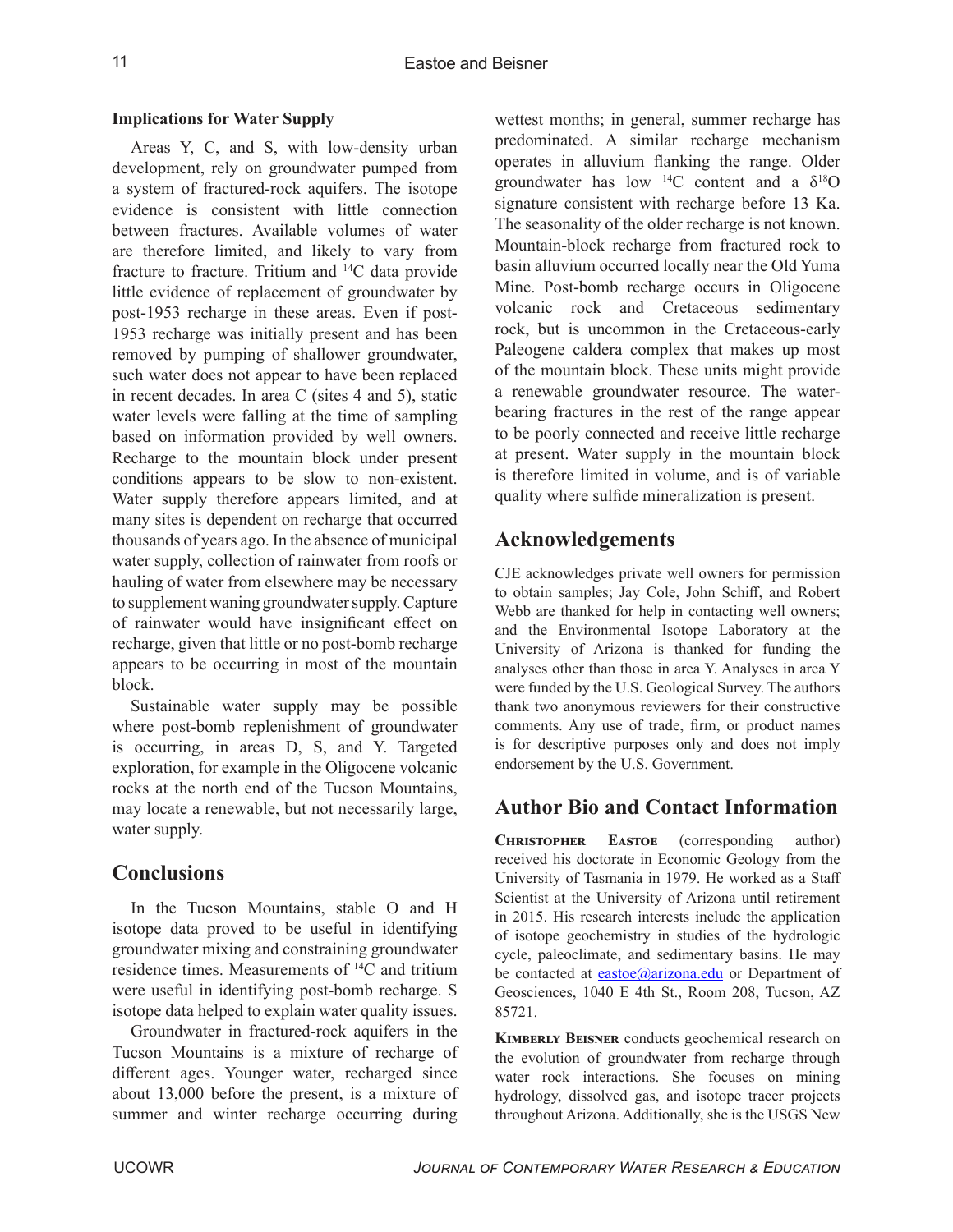### Implications for Water Supply

Areas Y, C, and S, with low-density urban development, rely on groundwater pumped from a system of fractured-rock aquifers. The isotope evidence is consistent with little connection between fractures. Available volumes of water are therefore limited, and likely to vary from fracture to fracture. Tritium and $^{14}C$ data provide little evidence of replacement of groundwater by post-1953 recharge in these areas. Even if post-1953 recharge was initially present and has been removed by pumping of shallower groundwater, such water does not appear to have been replaced in recent decades. In area C (sites 4 and 5), static water levels were falling at the time of sampling based on information provided by well owners. Recharge to the mountain block under present conditions appears to be slow to non-existent. Water supply therefore appears limited, and at many sites is dependent on recharge that occurred thousands of years ago. In the absence of municipal water supply, collection of rainwater from roofs or hauling of water from elsewhere may be necessary to supplement waning groundwater supply. Capture of rainwater would have insignificant effect on recharge, given that little or no post-bomb recharge appears to be occurring in most of the mountain block.

Sustainable water supply may be possible where post-bomb replenishment of groundwater is occurring, in areas D, S, and Y. Targeted exploration, for example in the Oligocene volcanic rocks at the north end of the Tucson Mountains, may locate a renewable, but not necessarily large, water supply.

## Conclusions

In the Tucson Mountains, stable O and H isotope data proved to be useful in identifying groundwater mixing and constraining groundwater residence times. Measurements of $^{14}C$ and tritium were useful in identifying post-bomb recharge. S isotope data helped to explain water quality issues.

Groundwater in fractured-rock aquifers in the Tucson Mountains is a mixture of recharge of different ages. Younger water, recharged since about 13,000 before the present, is a mixture of summer and winter recharge occurring during wettest months; in general, summer recharge has predominated. A similar recharge mechanism operates in alluvium flanking the range. Older groundwater has low $^{14}C$ content and a $\delta^{18}O$ signature consistent with recharge before 13 Ka. The seasonality of the older recharge is not known. Mountain-block recharge from fractured rock to basin alluvium occurred locally near the Old Yuma Mine. Post-bomb recharge occurs in Oligocene volcanic rock and Cretaceous sedimentary rock, but is uncommon in the Cretaceous-early Paleogene caldera complex that makes up most of the mountain block. These units might provide a renewable groundwater resource. The water-bearing fractures in the rest of the range appear to be poorly connected and receive little recharge at present. Water supply in the mountain block is therefore limited in volume, and is of variable quality where sulfide mineralization is present.

## Acknowledgements

CJE acknowledges private well owners for permission to obtain samples; Jay Cole, John Schiff, and Robert Webb are thanked for help in contacting well owners; and the Environmental Isotope Laboratory at the University of Arizona is thanked for funding the analyses other than those in area Y. Analyses in area Y were funded by the U.S. Geological Survey. The authors thank two anonymous reviewers for their constructive comments. Any use of trade, firm, or product names is for descriptive purposes only and does not imply endorsement by the U.S. Government.

## Author Bio and Contact Information

**Christopher Eastoe** (corresponding author) received his doctorate in Economic Geology from the University of Tasmania in 1979. He worked as a Staff Scientist at the University of Arizona until retirement in 2015. His research interests include the application of isotope geochemistry in studies of the hydrologic cycle, paleoclimate, and sedimentary basins. He may be contacted at eastoe@arizona.edu or Department of Geosciences, 1040 E 4th St., Room 208, Tucson, AZ 85721.

**Kimberly Beisner** conducts geochemical research on the evolution of groundwater from recharge through water rock interactions. She focuses on mining hydrology, dissolved gas, and isotope tracer projects throughout Arizona. Additionally, she is the USGS New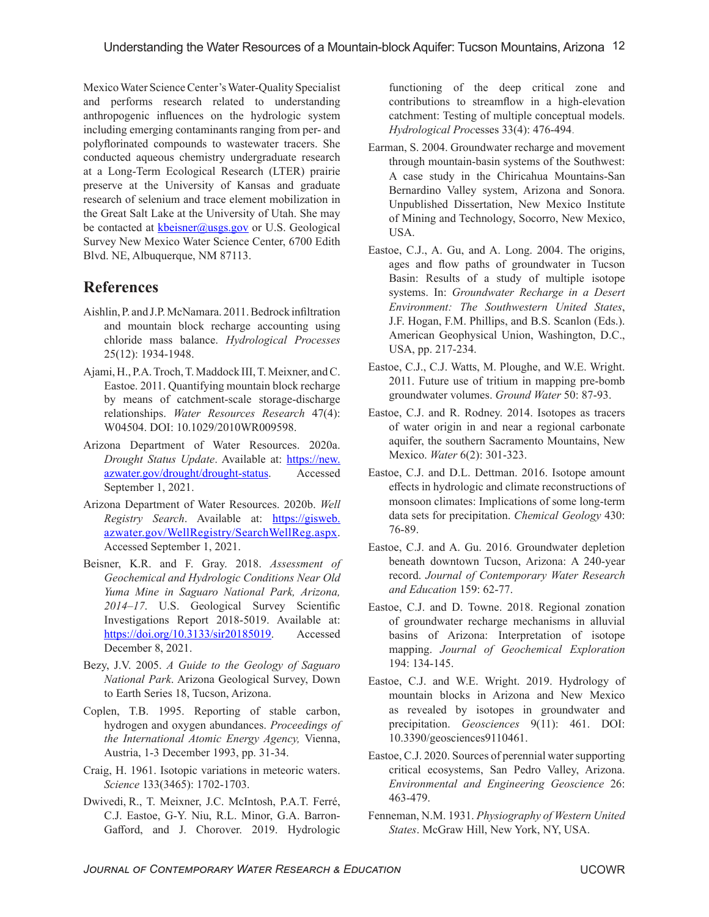Mexico Water Science Center's Water-Quality Specialist and performs research related to understanding anthropogenic influences on the hydrologic system including emerging contaminants ranging from per- and polyflorinated compounds to wastewater tracers. She conducted aqueous chemistry undergraduate research at a Long-Term Ecological Research (LTER) prairie preserve at the University of Kansas and graduate research of selenium and trace element mobilization in the Great Salt Lake at the University of Utah. She may be contacted at kbeisner@usgs.gov or U.S. Geological Survey New Mexico Water Science Center, 6700 Edith Blvd. NE, Albuquerque, NM 87113.

## References

Aishlin, P. and J.P. McNamara. 2011. Bedrock infiltration and mountain block recharge accounting using chloride mass balance. *Hydrological Processes* 25(12): 1934-1948.

Ajami, H., P.A. Troch, T. Maddock III, T. Meixner, and C. Eastoe. 2011. Quantifying mountain block recharge by means of catchment-scale storage-discharge relationships. *Water Resources Research* 47(4): W04504. DOI: 10.1029/2010WR009598.

Arizona Department of Water Resources. 2020a. *Drought Status Update*. Available at: https://new.azwater.gov/drought/drought-status. Accessed September 1, 2021.

Arizona Department of Water Resources. 2020b. *Well Registry Search*. Available at: https://gisweb.azwater.gov/WellRegistry/SearchWellReg.aspx. Accessed September 1, 2021.

Beisner, K.R. and F. Gray. 2018. *Assessment of Geochemical and Hydrologic Conditions Near Old Yuma Mine in Saguaro National Park, Arizona, 2014–17*. U.S. Geological Survey Scientific Investigations Report 2018-5019. Available at: https://doi.org/10.3133/sir20185019. Accessed December 8, 2021.

Bezy, J.V. 2005. *A Guide to the Geology of Saguaro National Park*. Arizona Geological Survey, Down to Earth Series 18, Tucson, Arizona.

Coplen, T.B. 1995. Reporting of stable carbon, hydrogen and oxygen abundances. *Proceedings of the International Atomic Energy Agency,* Vienna, Austria, 1-3 December 1993, pp. 31-34.

Craig, H. 1961. Isotopic variations in meteoric waters. *Science* 133(3465): 1702-1703.

Dwivedi, R., T. Meixner, J.C. McIntosh, P.A.T. Ferré, C.J. Eastoe, G-Y. Niu, R.L. Minor, G.A. Barron-Gafford, and J. Chorover. 2019. Hydrologic functioning of the deep critical zone and contributions to streamflow in a high-elevation catchment: Testing of multiple conceptual models. *Hydrological Processes* 33(4): 476-494.

Earman, S. 2004. Groundwater recharge and movement through mountain-basin systems of the Southwest: A case study in the Chiricahua Mountains-San Bernardino Valley system, Arizona and Sonora. Unpublished Dissertation, New Mexico Institute of Mining and Technology, Socorro, New Mexico, USA.

Eastoe, C.J., A. Gu, and A. Long. 2004. The origins, ages and flow paths of groundwater in Tucson Basin: Results of a study of multiple isotope systems. In: *Groundwater Recharge in a Desert Environment: The Southwestern United States*, J.F. Hogan, F.M. Phillips, and B.S. Scanlon (Eds.). American Geophysical Union, Washington, D.C., USA, pp. 217-234.

Eastoe, C.J., C.J. Watts, M. Ploughe, and W.E. Wright. 2011. Future use of tritium in mapping pre-bomb groundwater volumes. *Ground Water* 50: 87-93.

Eastoe, C.J. and R. Rodney. 2014. Isotopes as tracers of water origin in and near a regional carbonate aquifer, the southern Sacramento Mountains, New Mexico. *Water* 6(2): 301-323.

Eastoe, C.J. and D.L. Dettman. 2016. Isotope amount effects in hydrologic and climate reconstructions of monsoon climates: Implications of some long-term data sets for precipitation. *Chemical Geology* 430: 76-89.

Eastoe, C.J. and A. Gu. 2016. Groundwater depletion beneath downtown Tucson, Arizona: A 240-year record. *Journal of Contemporary Water Research and Education* 159: 62-77.

Eastoe, C.J. and D. Towne. 2018. Regional zonation of groundwater recharge mechanisms in alluvial basins of Arizona: Interpretation of isotope mapping. *Journal of Geochemical Exploration* 194: 134-145.

Eastoe, C.J. and W.E. Wright. 2019. Hydrology of mountain blocks in Arizona and New Mexico as revealed by isotopes in groundwater and precipitation. *Geosciences* 9(11): 461. DOI: 10.3390/geosciences9110461.

Eastoe, C.J. 2020. Sources of perennial water supporting critical ecosystems, San Pedro Valley, Arizona. *Environmental and Engineering Geoscience* 26: 463-479.

Fenneman, N.M. 1931. *Physiography of Western United States*. McGraw Hill, New York, NY, USA.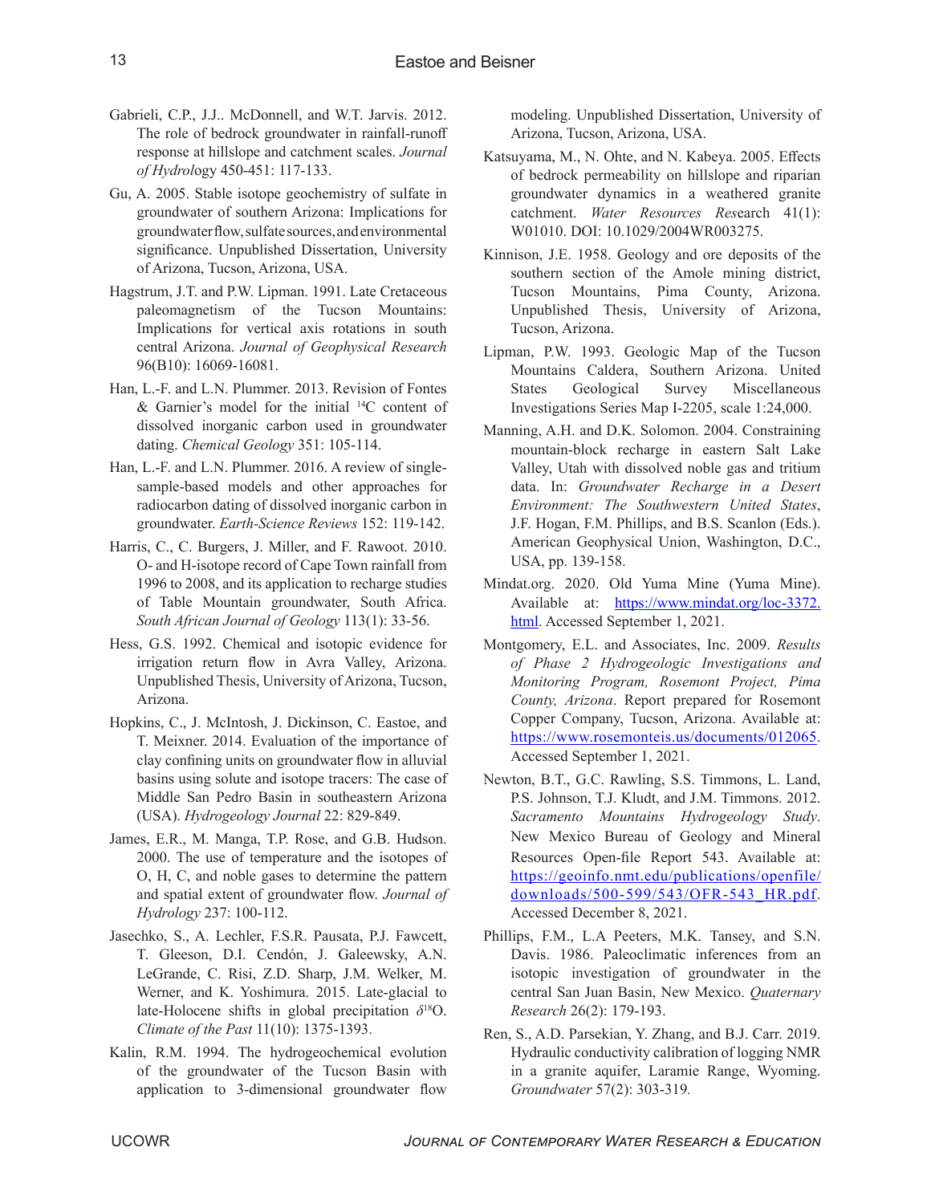Gabrieli, C.P., J.J.. McDonnell, and W.T. Jarvis. 2012. The role of bedrock groundwater in rainfall-runoff response at hillslope and catchment scales. *Journal of Hydrology* 450-451: 117-133.

Gu, A. 2005. Stable isotope geochemistry of sulfate in groundwater of southern Arizona: Implications for groundwater flow, sulfate sources, and environmental significance. Unpublished Dissertation, University of Arizona, Tucson, Arizona, USA.

Hagstrum, J.T. and P.W. Lipman. 1991. Late Cretaceous paleomagnetism of the Tucson Mountains: Implications for vertical axis rotations in south central Arizona. *Journal of Geophysical Research* 96(B10): 16069-16081.

Han, L.-F. and L.N. Plummer. 2013. Revision of Fontes & Garnier's model for the initial $^{14}$C content of dissolved inorganic carbon used in groundwater dating. *Chemical Geology* 351: 105-114.

Han, L.-F. and L.N. Plummer. 2016. A review of single-sample-based models and other approaches for radiocarbon dating of dissolved inorganic carbon in groundwater. *Earth-Science Reviews* 152: 119-142.

Harris, C., C. Burgers, J. Miller, and F. Rawoot. 2010. O- and H-isotope record of Cape Town rainfall from 1996 to 2008, and its application to recharge studies of Table Mountain groundwater, South Africa. *South African Journal of Geology* 113(1): 33-56.

Hess, G.S. 1992. Chemical and isotopic evidence for irrigation return flow in Avra Valley, Arizona. Unpublished Thesis, University of Arizona, Tucson, Arizona.

Hopkins, C., J. McIntosh, J. Dickinson, C. Eastoe, and T. Meixner. 2014. Evaluation of the importance of clay confining units on groundwater flow in alluvial basins using solute and isotope tracers: The case of Middle San Pedro Basin in southeastern Arizona (USA). *Hydrogeology Journal* 22: 829-849.

James, E.R., M. Manga, T.P. Rose, and G.B. Hudson. 2000. The use of temperature and the isotopes of O, H, C, and noble gases to determine the pattern and spatial extent of groundwater flow. *Journal of Hydrology* 237: 100-112.

Jasechko, S., A. Lechler, F.S.R. Pausata, P.J. Fawcett, T. Gleeson, D.I. Cendón, J. Galeewsky, A.N. LeGrande, C. Risi, Z.D. Sharp, J.M. Welker, M. Werner, and K. Yoshimura. 2015. Late-glacial to late-Holocene shifts in global precipitation $\delta^{18}$O. *Climate of the Past* 11(10): 1375-1393.

Kalin, R.M. 1994. The hydrogeochemical evolution of the groundwater of the Tucson Basin with application to 3-dimensional groundwater flow modeling. Unpublished Dissertation, University of Arizona, Tucson, Arizona, USA.

Katsuyama, M., N. Ohte, and N. Kabeya. 2005. Effects of bedrock permeability on hillslope and riparian groundwater dynamics in a weathered granite catchment. *Water Resources Research* 41(1): W01010. DOI: 10.1029/2004WR003275.

Kinnison, J.E. 1958. Geology and ore deposits of the southern section of the Amole mining district, Tucson Mountains, Pima County, Arizona. Unpublished Thesis, University of Arizona, Tucson, Arizona.

Lipman, P.W. 1993. Geologic Map of the Tucson Mountains Caldera, Southern Arizona. United States Geological Survey Miscellaneous Investigations Series Map I-2205, scale 1:24,000.

Manning, A.H. and D.K. Solomon. 2004. Constraining mountain-block recharge in eastern Salt Lake Valley, Utah with dissolved noble gas and tritium data. In: *Groundwater Recharge in a Desert Environment: The Southwestern United States*, J.F. Hogan, F.M. Phillips, and B.S. Scanlon (Eds.). American Geophysical Union, Washington, D.C., USA, pp. 139-158.

Mindat.org. 2020. Old Yuma Mine (Yuma Mine). Available at: https://www.mindat.org/loc-3372.html. Accessed September 1, 2021.

Montgomery, E.L. and Associates, Inc. 2009. *Results of Phase 2 Hydrogeologic Investigations and Monitoring Program, Rosemont Project, Pima County, Arizona*. Report prepared for Rosemont Copper Company, Tucson, Arizona. Available at: https://www.rosemonteis.us/documents/012065. Accessed September 1, 2021.

Newton, B.T., G.C. Rawling, S.S. Timmons, L. Land, P.S. Johnson, T.J. Kludt, and J.M. Timmons. 2012. *Sacramento Mountains Hydrogeology Study*. New Mexico Bureau of Geology and Mineral Resources Open-file Report 543. Available at: https://geoinfo.nmt.edu/publications/openfile/downloads/500-599/543/OFR-543_HR.pdf. Accessed December 8, 2021.

Phillips, F.M., L.A Peeters, M.K. Tansey, and S.N. Davis. 1986. Paleoclimatic inferences from an isotopic investigation of groundwater in the central San Juan Basin, New Mexico. *Quaternary Research* 26(2): 179-193.

Ren, S., A.D. Parsekian, Y. Zhang, and B.J. Carr. 2019. Hydraulic conductivity calibration of logging NMR in a granite aquifer, Laramie Range, Wyoming. *Groundwater* 57(2): 303-319.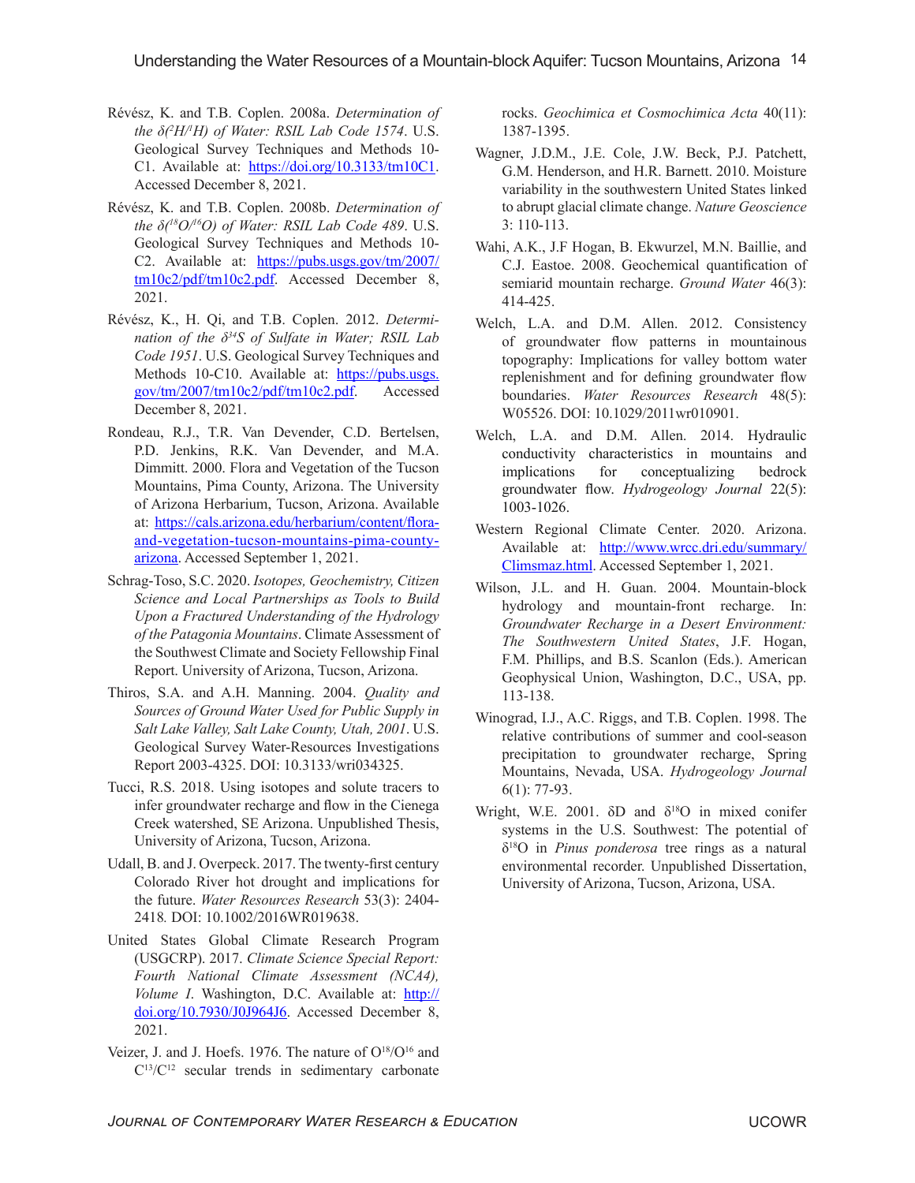Révész, K. and T.B. Coplen. 2008a. *Determination of the δ($^2$H/$^1$H) of Water: RSIL Lab Code 1574*. U.S. Geological Survey Techniques and Methods 10-C1. Available at: https://doi.org/10.3133/tm10C1. Accessed December 8, 2021.

Révész, K. and T.B. Coplen. 2008b. *Determination of the δ($^{18}$O/$^{16}$O) of Water: RSIL Lab Code 489*. U.S. Geological Survey Techniques and Methods 10-C2. Available at: https://pubs.usgs.gov/tm/2007/tm10c2/pdf/tm10c2.pdf. Accessed December 8, 2021.

Révész, K., H. Qi, and T.B. Coplen. 2012. *Determination of the δ$^{34}$S of Sulfate in Water; RSIL Lab Code 1951*. U.S. Geological Survey Techniques and Methods 10-C10. Available at: https://pubs.usgs.gov/tm/2007/tm10c2/pdf/tm10c2.pdf. Accessed December 8, 2021.

Rondeau, R.J., T.R. Van Devender, C.D. Bertelsen, P.D. Jenkins, R.K. Van Devender, and M.A. Dimmitt. 2000. Flora and Vegetation of the Tucson Mountains, Pima County, Arizona. The University of Arizona Herbarium, Tucson, Arizona. Available at: https://cals.arizona.edu/herbarium/content/flora-and-vegetation-tucson-mountains-pima-county-arizona. Accessed September 1, 2021.

Schrag-Toso, S.C. 2020. *Isotopes, Geochemistry, Citizen Science and Local Partnerships as Tools to Build Upon a Fractured Understanding of the Hydrology of the Patagonia Mountains*. Climate Assessment of the Southwest Climate and Society Fellowship Final Report. University of Arizona, Tucson, Arizona.

Thiros, S.A. and A.H. Manning. 2004. *Quality and Sources of Ground Water Used for Public Supply in Salt Lake Valley, Salt Lake County, Utah, 2001*. U.S. Geological Survey Water-Resources Investigations Report 2003-4325. DOI: 10.3133/wri034325.

Tucci, R.S. 2018. Using isotopes and solute tracers to infer groundwater recharge and flow in the Cienega Creek watershed, SE Arizona. Unpublished Thesis, University of Arizona, Tucson, Arizona.

Udall, B. and J. Overpeck. 2017. The twenty-first century Colorado River hot drought and implications for the future. *Water Resources Research* 53(3): 2404-2418. DOI: 10.1002/2016WR019638.

United States Global Climate Research Program (USGCRP). 2017. *Climate Science Special Report: Fourth National Climate Assessment (NCA4), Volume I*. Washington, D.C. Available at: http://doi.org/10.7930/J0J964J6. Accessed December 8, 2021.

Veizer, J. and J. Hoefs. 1976. The nature of O$^{18}$/O$^{16}$ and C$^{13}$/C$^{12}$ secular trends in sedimentary carbonate rocks. *Geochimica et Cosmochimica Acta* 40(11): 1387-1395.

Wagner, J.D.M., J.E. Cole, J.W. Beck, P.J. Patchett, G.M. Henderson, and H.R. Barnett. 2010. Moisture variability in the southwestern United States linked to abrupt glacial climate change. *Nature Geoscience* 3: 110-113.

Wahi, A.K., J.F Hogan, B. Ekwurzel, M.N. Baillie, and C.J. Eastoe. 2008. Geochemical quantification of semiarid mountain recharge. *Ground Water* 46(3): 414-425.

Welch, L.A. and D.M. Allen. 2012. Consistency of groundwater flow patterns in mountainous topography: Implications for valley bottom water replenishment and for defining groundwater flow boundaries. *Water Resources Research* 48(5): W05526. DOI: 10.1029/2011wr010901.

Welch, L.A. and D.M. Allen. 2014. Hydraulic conductivity characteristics in mountains and implications for conceptualizing bedrock groundwater flow. *Hydrogeology Journal* 22(5): 1003-1026.

Western Regional Climate Center. 2020. Arizona. Available at: http://www.wrcc.dri.edu/summary/Climsmaz.html. Accessed September 1, 2021.

Wilson, J.L. and H. Guan. 2004. Mountain-block hydrology and mountain-front recharge. In: *Groundwater Recharge in a Desert Environment: The Southwestern United States*, J.F. Hogan, F.M. Phillips, and B.S. Scanlon (Eds.). American Geophysical Union, Washington, D.C., USA, pp. 113-138.

Winograd, I.J., A.C. Riggs, and T.B. Coplen. 1998. The relative contributions of summer and cool-season precipitation to groundwater recharge, Spring Mountains, Nevada, USA. *Hydrogeology Journal* 6(1): 77-93.

Wright, W.E. 2001. δD and δ$^{18}$O in mixed conifer systems in the U.S. Southwest: The potential of δ$^{18}$O in *Pinus ponderosa* tree rings as a natural environmental recorder. Unpublished Dissertation, University of Arizona, Tucson, Arizona, USA.